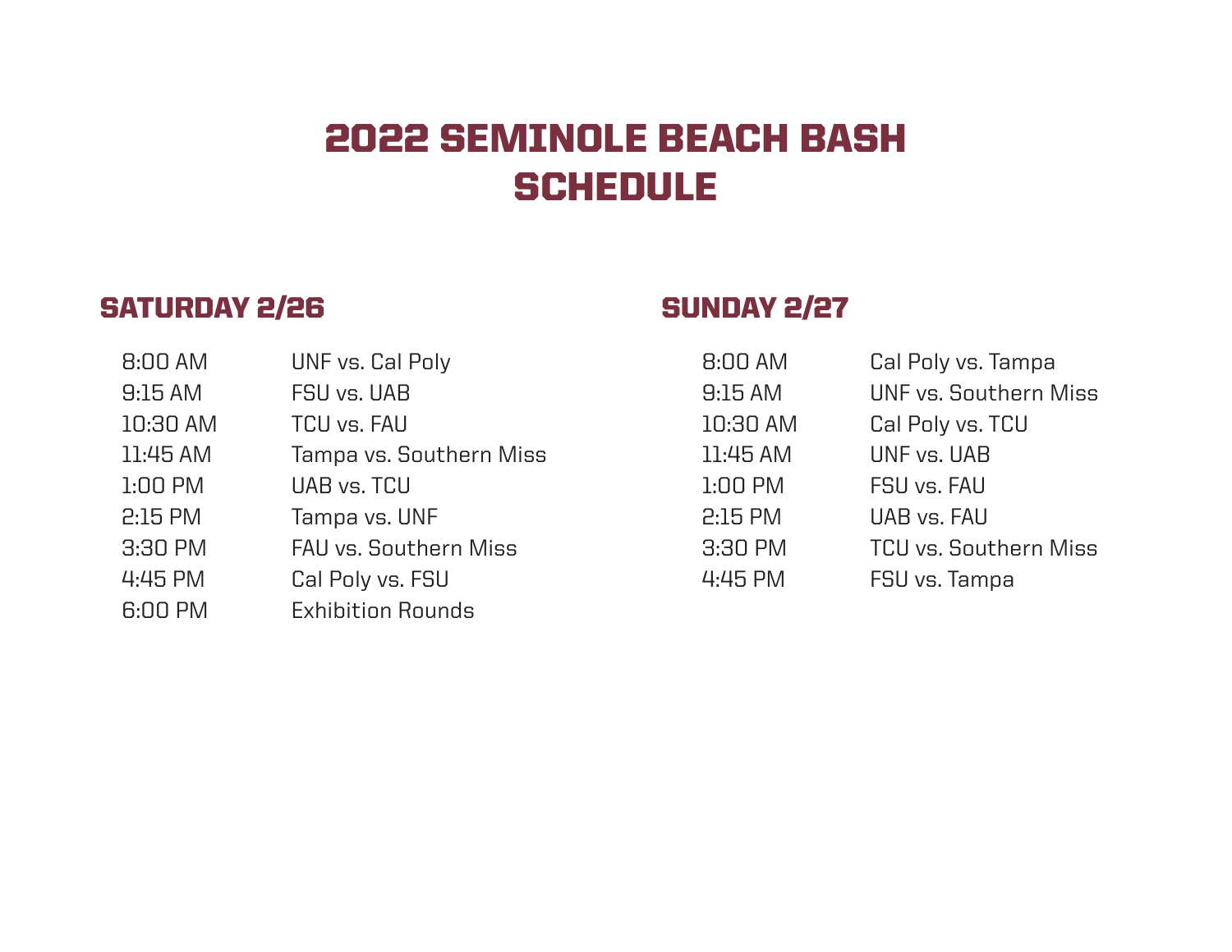# 2022 SEMINOLE BEACH BASH SCHEDULE

## SATURDAY 2/26

| | |
|---|---|
| 8:00 AM | UNF vs. Cal Poly |
| 9:15 AM | FSU vs. UAB |
| 10:30 AM | TCU vs. FAU |
| 11:45 AM | Tampa vs. Southern Miss |
| 1:00 PM | UAB vs. TCU |
| 2:15 PM | Tampa vs. UNF |
| 3:30 PM | FAU vs. Southern Miss |
| 4:45 PM | Cal Poly vs. FSU |
| 6:00 PM | Exhibition Rounds |

## SUNDAY 2/27

| | |
|---|---|
| 8:00 AM | Cal Poly vs. Tampa |
| 9:15 AM | UNF vs. Southern Miss |
| 10:30 AM | Cal Poly vs. TCU |
| 11:45 AM | UNF vs. UAB |
| 1:00 PM | FSU vs. FAU |
| 2:15 PM | UAB vs. FAU |
| 3:30 PM | TCU vs. Southern Miss |
| 4:45 PM | FSU vs. Tampa |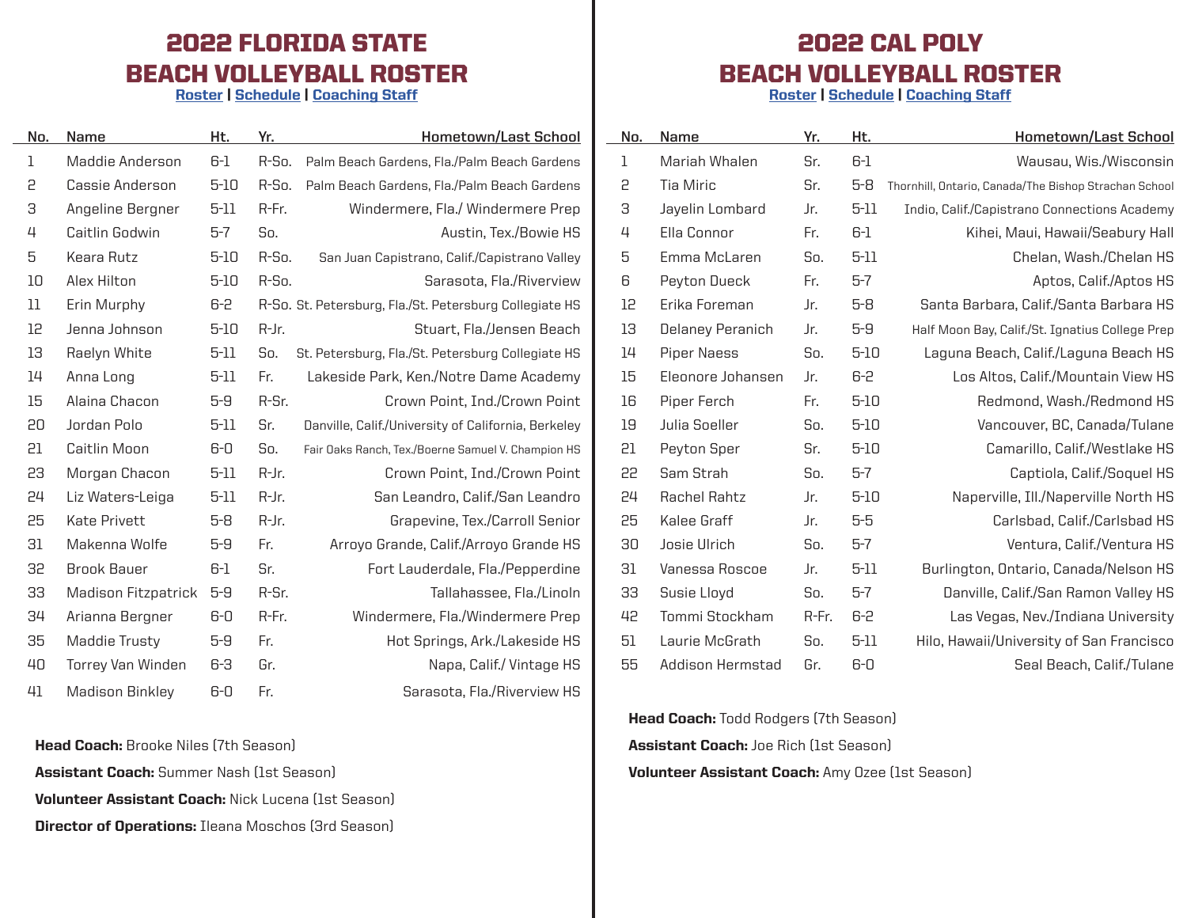# 2022 FLORIDA STATE BEACH VOLLEYBALL ROSTER

Roster | Schedule | Coaching Staff

| No. | Name | Ht. | Yr. | Hometown/Last School |
|---|---|---|---|---|
| 1 | Maddie Anderson | 6-1 | R-So. | Palm Beach Gardens, Fla./Palm Beach Gardens |
| 2 | Cassie Anderson | 5-10 | R-So. | Palm Beach Gardens, Fla./Palm Beach Gardens |
| 3 | Angeline Bergner | 5-11 | R-Fr. | Windermere, Fla./ Windermere Prep |
| 4 | Caitlin Godwin | 5-7 | So. | Austin, Tex./Bowie HS |
| 5 | Keara Rutz | 5-10 | R-So. | San Juan Capistrano, Calif./Capistrano Valley |
| 10 | Alex Hilton | 5-10 | R-So. | Sarasota, Fla./Riverview |
| 11 | Erin Murphy | 6-2 | R-So. | St. Petersburg, Fla./St. Petersburg Collegiate HS |
| 12 | Jenna Johnson | 5-10 | R-Jr. | Stuart, Fla./Jensen Beach |
| 13 | Raelyn White | 5-11 | So. | St. Petersburg, Fla./St. Petersburg Collegiate HS |
| 14 | Anna Long | 5-11 | Fr. | Lakeside Park, Ken./Notre Dame Academy |
| 15 | Alaina Chacon | 5-9 | R-Sr. | Crown Point, Ind./Crown Point |
| 20 | Jordan Polo | 5-11 | Sr. | Danville, Calif./University of California, Berkeley |
| 21 | Caitlin Moon | 6-0 | So. | Fair Oaks Ranch, Tex./Boerne Samuel V. Champion HS |
| 23 | Morgan Chacon | 5-11 | R-Jr. | Crown Point, Ind./Crown Point |
| 24 | Liz Waters-Leiga | 5-11 | R-Jr. | San Leandro, Calif./San Leandro |
| 25 | Kate Privett | 5-8 | R-Jr. | Grapevine, Tex./Carroll Senior |
| 31 | Makenna Wolfe | 5-9 | Fr. | Arroyo Grande, Calif./Arroyo Grande HS |
| 32 | Brook Bauer | 6-1 | Sr. | Fort Lauderdale, Fla./Pepperdine |
| 33 | Madison Fitzpatrick | 5-9 | R-Sr. | Tallahassee, Fla./Linoln |
| 34 | Arianna Bergner | 6-0 | R-Fr. | Windermere, Fla./Windermere Prep |
| 35 | Maddie Trusty | 5-9 | Fr. | Hot Springs, Ark./Lakeside HS |
| 40 | Torrey Van Winden | 6-3 | Gr. | Napa, Calif./ Vintage HS |
| 41 | Madison Binkley | 6-0 | Fr. | Sarasota, Fla./Riverview HS |

**Head Coach:** Brooke Niles (7th Season)

**Assistant Coach:** Summer Nash (1st Season)

**Volunteer Assistant Coach:** Nick Lucena (1st Season)

**Director of Operations:** Ileana Moschos (3rd Season)

# 2022 CAL POLY BEACH VOLLEYBALL ROSTER

Roster | Schedule | Coaching Staff

| No. | Name | Yr. | Ht. | Hometown/Last School |
|---|---|---|---|---|
| 1 | Mariah Whalen | Sr. | 6-1 | Wausau, Wis./Wisconsin |
| 2 | Tia Miric | Sr. | 5-8 | Thornhill, Ontario, Canada/The Bishop Strachan School |
| 3 | Jayelin Lombard | Jr. | 5-11 | Indio, Calif./Capistrano Connections Academy |
| 4 | Ella Connor | Fr. | 6-1 | Kihei, Maui, Hawaii/Seabury Hall |
| 5 | Emma McLaren | So. | 5-11 | Chelan, Wash./Chelan HS |
| 6 | Peyton Dueck | Fr. | 5-7 | Aptos, Calif./Aptos HS |
| 12 | Erika Foreman | Jr. | 5-8 | Santa Barbara, Calif./Santa Barbara HS |
| 13 | Delaney Peranich | Jr. | 5-9 | Half Moon Bay, Calif./St. Ignatius College Prep |
| 14 | Piper Naess | So. | 5-10 | Laguna Beach, Calif./Laguna Beach HS |
| 15 | Eleonore Johansen | Jr. | 6-2 | Los Altos, Calif./Mountain View HS |
| 16 | Piper Ferch | Fr. | 5-10 | Redmond, Wash./Redmond HS |
| 19 | Julia Soeller | So. | 5-10 | Vancouver, BC, Canada/Tulane |
| 21 | Peyton Sper | Sr. | 5-10 | Camarillo, Calif./Westlake HS |
| 22 | Sam Strah | So. | 5-7 | Captiola, Calif./Soquel HS |
| 24 | Rachel Rahtz | Jr. | 5-10 | Naperville, Ill./Naperville North HS |
| 25 | Kalee Graff | Jr. | 5-5 | Carlsbad, Calif./Carlsbad HS |
| 30 | Josie Ulrich | So. | 5-7 | Ventura, Calif./Ventura HS |
| 31 | Vanessa Roscoe | Jr. | 5-11 | Burlington, Ontario, Canada/Nelson HS |
| 33 | Susie Lloyd | So. | 5-7 | Danville, Calif./San Ramon Valley HS |
| 42 | Tommi Stockham | R-Fr. | 6-2 | Las Vegas, Nev./Indiana University |
| 51 | Laurie McGrath | So. | 5-11 | Hilo, Hawaii/University of San Francisco |
| 55 | Addison Hermstad | Gr. | 6-0 | Seal Beach, Calif./Tulane |

**Head Coach:** Todd Rodgers (7th Season)

**Assistant Coach:** Joe Rich (1st Season)

**Volunteer Assistant Coach:** Amy Ozee (1st Season)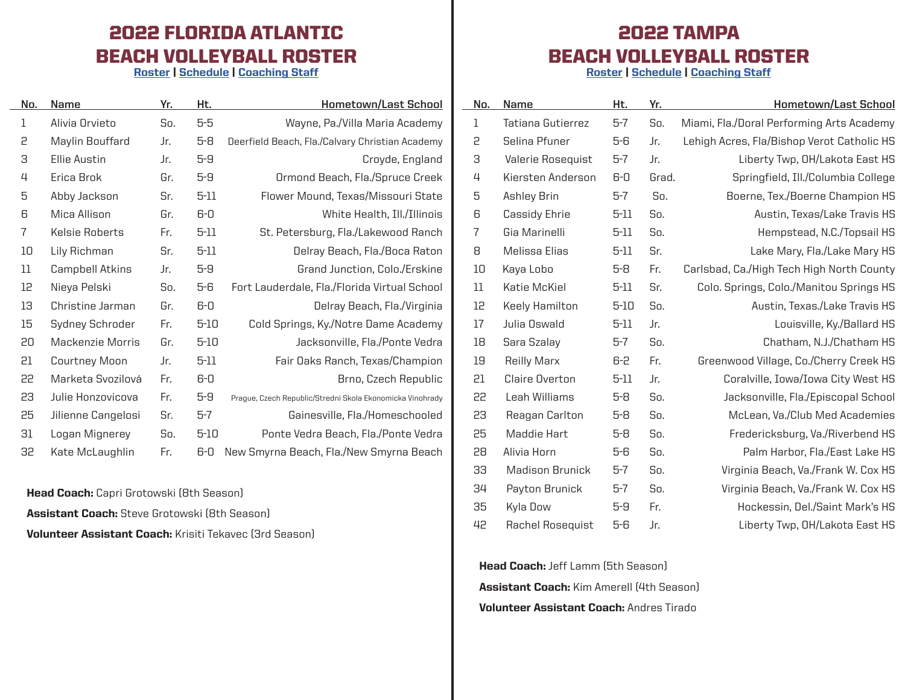# 2022 FLORIDA ATLANTIC BEACH VOLLEYBALL ROSTER

Roster | Schedule | Coaching Staff

| No. | Name | Yr. | Ht. | Hometown/Last School |
|---|---|---|---|---|
| 1 | Alivia Orvieto | So. | 5-5 | Wayne, Pa./Villa Maria Academy |
| 2 | Maylin Bouffard | Jr. | 5-8 | Deerfield Beach, Fla./Calvary Christian Academy |
| 3 | Ellie Austin | Jr. | 5-9 | Croyde, England |
| 4 | Erica Brok | Gr. | 5-9 | Ormond Beach, Fla./Spruce Creek |
| 5 | Abby Jackson | Sr. | 5-11 | Flower Mound, Texas/Missouri State |
| 6 | Mica Allison | Gr. | 6-0 | White Health, Ill./Illinois |
| 7 | Kelsie Roberts | Fr. | 5-11 | St. Petersburg, Fla./Lakewood Ranch |
| 10 | Lily Richman | Sr. | 5-11 | Delray Beach, Fla./Boca Raton |
| 11 | Campbell Atkins | Jr. | 5-9 | Grand Junction, Colo./Erskine |
| 12 | Nieya Pelski | So. | 5-6 | Fort Lauderdale, Fla./Florida Virtual School |
| 13 | Christine Jarman | Gr. | 6-0 | Delray Beach, Fla./Virginia |
| 15 | Sydney Schroder | Fr. | 5-10 | Cold Springs, Ky./Notre Dame Academy |
| 20 | Mackenzie Morris | Gr. | 5-10 | Jacksonville, Fla./Ponte Vedra |
| 21 | Courtney Moon | Jr. | 5-11 | Fair Oaks Ranch, Texas/Champion |
| 22 | Marketa Svozilová | Fr. | 6-0 | Brno, Czech Republic |
| 23 | Julie Honzovicova | Fr. | 5-9 | Prague, Czech Republic/Stredni Skola Ekonomicka Vinohrady |
| 25 | Jilienne Cangelosi | Sr. | 5-7 | Gainesville, Fla./Homeschooled |
| 31 | Logan Mignerey | So. | 5-10 | Ponte Vedra Beach, Fla./Ponte Vedra |
| 32 | Kate McLaughlin | Fr. | 6-0 | New Smyrna Beach, Fla./New Smyrna Beach |

**Head Coach:** Capri Grotowski (8th Season)

**Assistant Coach:** Steve Grotowski (8th Season)

**Volunteer Assistant Coach:** Krisiti Tekavec (3rd Season)

# 2022 TAMPA BEACH VOLLEYBALL ROSTER

Roster | Schedule | Coaching Staff

| No. | Name | Ht. | Yr. | Hometown/Last School |
|---|---|---|---|---|
| 1 | Tatiana Gutierrez | 5-7 | So. | Miami, Fla./Doral Performing Arts Academy |
| 2 | Selina Pfuner | 5-6 | Jr. | Lehigh Acres, Fla/Bishop Verot Catholic HS |
| 3 | Valerie Rosequist | 5-7 | Jr. | Liberty Twp, OH/Lakota East HS |
| 4 | Kiersten Anderson | 6-0 | Grad. | Springfield, Ill./Columbia College |
| 5 | Ashley Brin | 5-7 | So. | Boerne, Tex./Boerne Champion HS |
| 6 | Cassidy Ehrie | 5-11 | So. | Austin, Texas/Lake Travis HS |
| 7 | Gia Marinelli | 5-11 | So. | Hempstead, N.C./Topsail HS |
| 8 | Melissa Elias | 5-11 | Sr. | Lake Mary, Fla./Lake Mary HS |
| 10 | Kaya Lobo | 5-8 | Fr. | Carlsbad, Ca./High Tech High North County |
| 11 | Katie McKiel | 5-11 | Sr. | Colo. Springs, Colo./Manitou Springs HS |
| 12 | Keely Hamilton | 5-10 | So. | Austin, Texas./Lake Travis HS |
| 17 | Julia Oswald | 5-11 | Jr. | Louisville, Ky./Ballard HS |
| 18 | Sara Szalay | 5-7 | So. | Chatham, N.J./Chatham HS |
| 19 | Reilly Marx | 6-2 | Fr. | Greenwood Village, Co./Cherry Creek HS |
| 21 | Claire Overton | 5-11 | Jr. | Coralville, Iowa/Iowa City West HS |
| 22 | Leah Williams | 5-8 | So. | Jacksonville, Fla./Episcopal School |
| 23 | Reagan Carlton | 5-8 | So. | McLean, Va./Club Med Academies |
| 25 | Maddie Hart | 5-8 | So. | Fredericksburg, Va./Riverbend HS |
| 28 | Alivia Horn | 5-6 | So. | Palm Harbor, Fla./East Lake HS |
| 33 | Madison Brunick | 5-7 | So. | Virginia Beach, Va./Frank W. Cox HS |
| 34 | Payton Brunick | 5-7 | So. | Virginia Beach, Va./Frank W. Cox HS |
| 35 | Kyla Dow | 5-9 | Fr. | Hockessin, Del./Saint Mark's HS |
| 42 | Rachel Rosequist | 5-6 | Jr. | Liberty Twp, OH/Lakota East HS |

**Head Coach:** Jeff Lamm (5th Season)

**Assistant Coach:** Kim Amerell (4th Season)

**Volunteer Assistant Coach:** Andres Tirado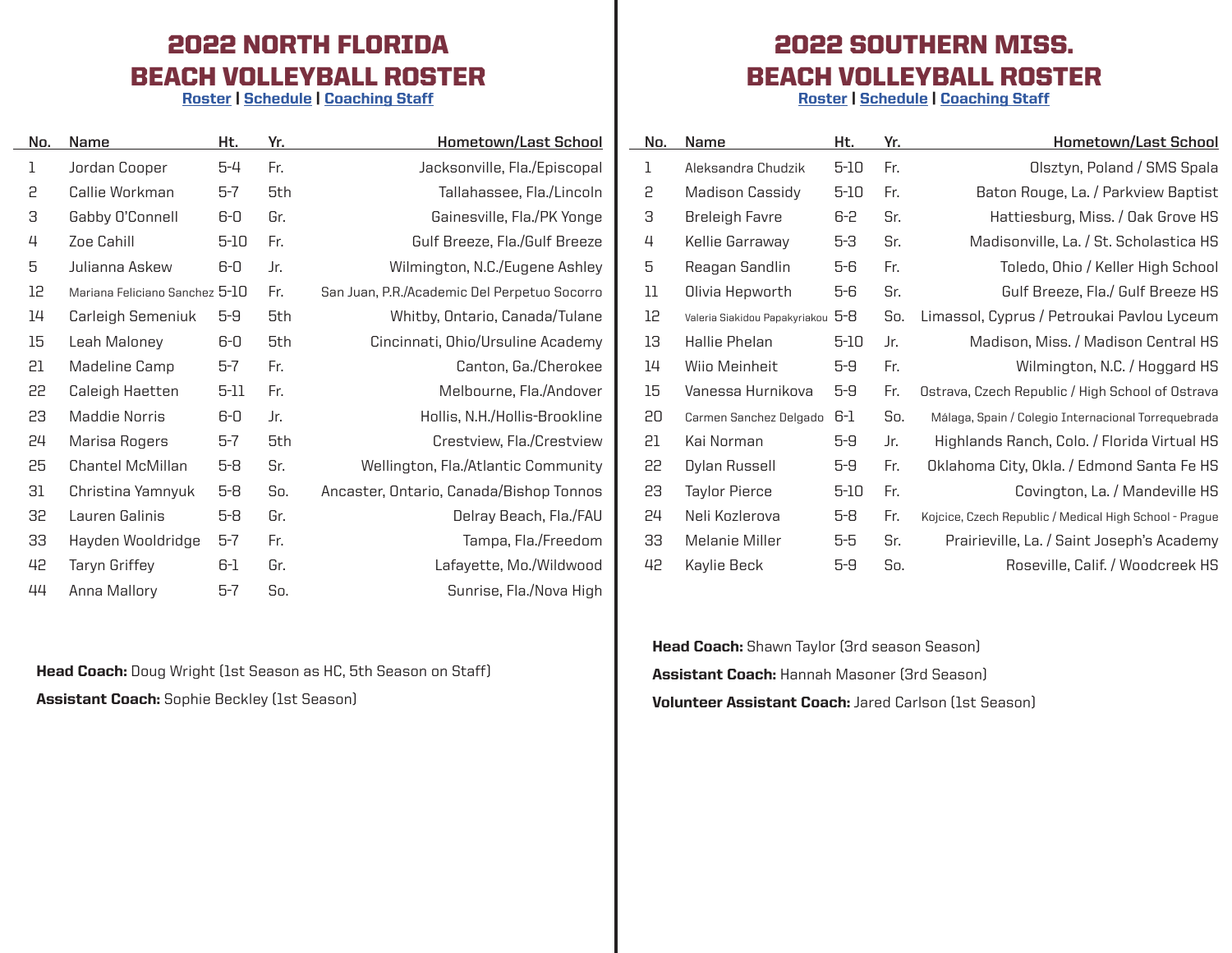# 2022 NORTH FLORIDA BEACH VOLLEYBALL ROSTER

Roster | Schedule | Coaching Staff

| No. | Name | Ht. | Yr. | Hometown/Last School |
|---|---|---|---|---|
| 1 | Jordan Cooper | 5-4 | Fr. | Jacksonville, Fla./Episcopal |
| 2 | Callie Workman | 5-7 | 5th | Tallahassee, Fla./Lincoln |
| 3 | Gabby O'Connell | 6-0 | Gr. | Gainesville, Fla./PK Yonge |
| 4 | Zoe Cahill | 5-10 | Fr. | Gulf Breeze, Fla./Gulf Breeze |
| 5 | Julianna Askew | 6-0 | Jr. | Wilmington, N.C./Eugene Ashley |
| 12 | Mariana Feliciano Sanchez | 5-10 | Fr. | San Juan, P.R./Academic Del Perpetuo Socorro |
| 14 | Carleigh Semeniuk | 5-9 | 5th | Whitby, Ontario, Canada/Tulane |
| 15 | Leah Maloney | 6-0 | 5th | Cincinnati, Ohio/Ursuline Academy |
| 21 | Madeline Camp | 5-7 | Fr. | Canton, Ga./Cherokee |
| 22 | Caleigh Haetten | 5-11 | Fr. | Melbourne, Fla./Andover |
| 23 | Maddie Norris | 6-0 | Jr. | Hollis, N.H./Hollis-Brookline |
| 24 | Marisa Rogers | 5-7 | 5th | Crestview, Fla./Crestview |
| 25 | Chantel McMillan | 5-8 | Sr. | Wellington, Fla./Atlantic Community |
| 31 | Christina Yamnyuk | 5-8 | So. | Ancaster, Ontario, Canada/Bishop Tonnos |
| 32 | Lauren Galinis | 5-8 | Gr. | Delray Beach, Fla./FAU |
| 33 | Hayden Wooldridge | 5-7 | Fr. | Tampa, Fla./Freedom |
| 42 | Taryn Griffey | 6-1 | Gr. | Lafayette, Mo./Wildwood |
| 44 | Anna Mallory | 5-7 | So. | Sunrise, Fla./Nova High |

**Head Coach:** Doug Wright (1st Season as HC, 5th Season on Staff)

**Assistant Coach:** Sophie Beckley (1st Season)

# 2022 SOUTHERN MISS. BEACH VOLLEYBALL ROSTER

Roster | Schedule | Coaching Staff

| No. | Name | Ht. | Yr. | Hometown/Last School |
|---|---|---|---|---|
| 1 | Aleksandra Chudzik | 5-10 | Fr. | Olsztyn, Poland / SMS Spala |
| 2 | Madison Cassidy | 5-10 | Fr. | Baton Rouge, La. / Parkview Baptist |
| 3 | Breleigh Favre | 6-2 | Sr. | Hattiesburg, Miss. / Oak Grove HS |
| 4 | Kellie Garraway | 5-3 | Sr. | Madisonville, La. / St. Scholastica HS |
| 5 | Reagan Sandlin | 5-6 | Fr. | Toledo, Ohio / Keller High School |
| 11 | Olivia Hepworth | 5-6 | Sr. | Gulf Breeze, Fla./ Gulf Breeze HS |
| 12 | Valeria Siakidou Papakyriakou | 5-8 | So. | Limassol, Cyprus / Petroukai Pavlou Lyceum |
| 13 | Hallie Phelan | 5-10 | Jr. | Madison, Miss. / Madison Central HS |
| 14 | Wiio Meinheit | 5-9 | Fr. | Wilmington, N.C. / Hoggard HS |
| 15 | Vanessa Hurnikova | 5-9 | Fr. | Ostrava, Czech Republic / High School of Ostrava |
| 20 | Carmen Sanchez Delgado | 6-1 | So. | Málaga, Spain / Colegio Internacional Torrequebrada |
| 21 | Kai Norman | 5-9 | Jr. | Highlands Ranch, Colo. / Florida Virtual HS |
| 22 | Dylan Russell | 5-9 | Fr. | Oklahoma City, Okla. / Edmond Santa Fe HS |
| 23 | Taylor Pierce | 5-10 | Fr. | Covington, La. / Mandeville HS |
| 24 | Neli Kozlerova | 5-8 | Fr. | Kojcice, Czech Republic / Medical High School - Prague |
| 33 | Melanie Miller | 5-5 | Sr. | Prairieville, La. / Saint Joseph's Academy |
| 42 | Kaylie Beck | 5-9 | So. | Roseville, Calif. / Woodcreek HS |

**Head Coach:** Shawn Taylor (3rd season Season)

**Assistant Coach:** Hannah Masoner (3rd Season)

**Volunteer Assistant Coach:** Jared Carlson (1st Season)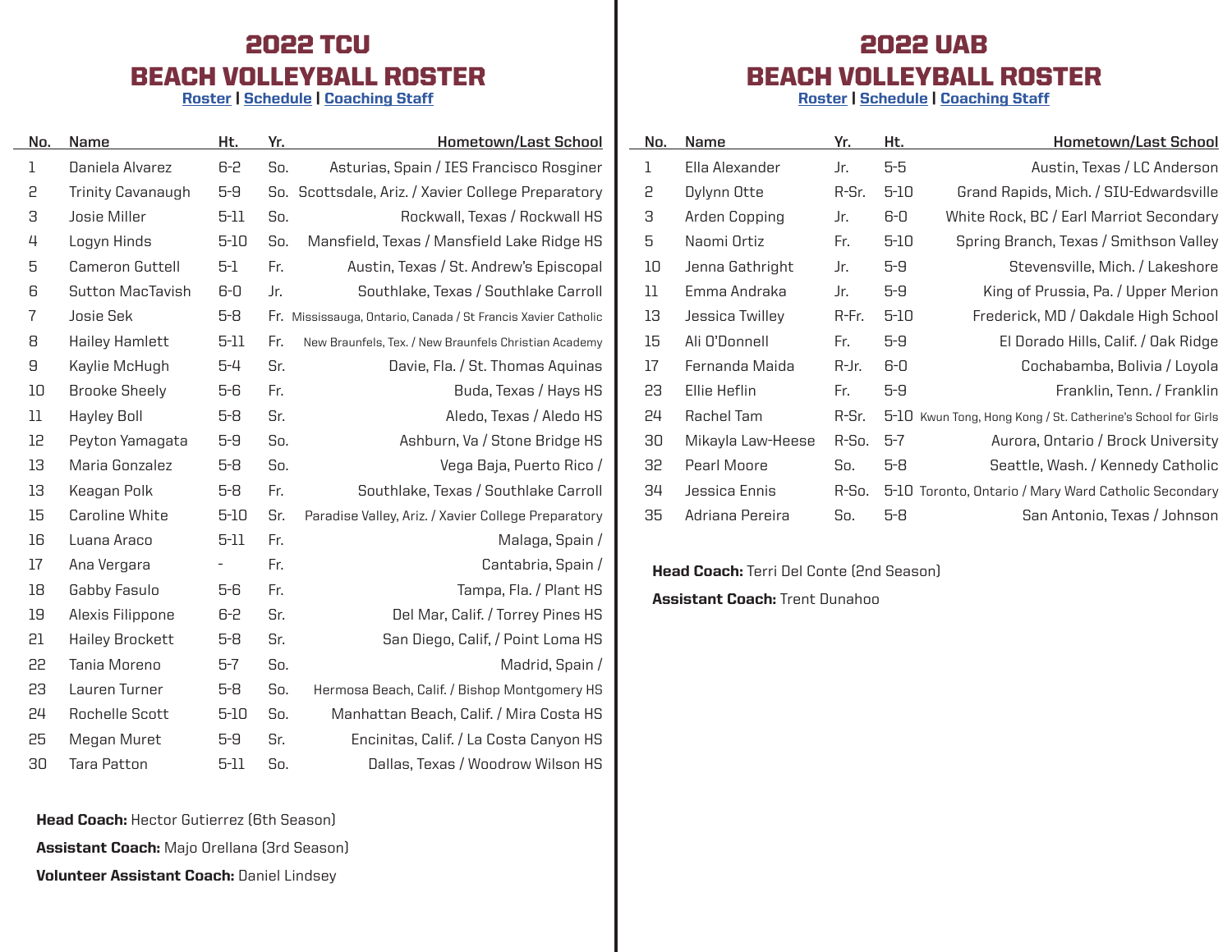# 2022 TCU BEACH VOLLEYBALL ROSTER

Roster | Schedule | Coaching Staff

| No. | Name | Ht. | Yr. | Hometown/Last School |
|---|---|---|---|---|
| 1 | Daniela Alvarez | 6-2 | So. | Asturias, Spain / IES Francisco Rosginer |
| 2 | Trinity Cavanaugh | 5-9 | So. | Scottsdale, Ariz. / Xavier College Preparatory |
| 3 | Josie Miller | 5-11 | So. | Rockwall, Texas / Rockwall HS |
| 4 | Logyn Hinds | 5-10 | So. | Mansfield, Texas / Mansfield Lake Ridge HS |
| 5 | Cameron Guttell | 5-1 | Fr. | Austin, Texas / St. Andrew's Episcopal |
| 6 | Sutton MacTavish | 6-0 | Jr. | Southlake, Texas / Southlake Carroll |
| 7 | Josie Sek | 5-8 | Fr. | Mississauga, Ontario, Canada / St Francis Xavier Catholic |
| 8 | Hailey Hamlett | 5-11 | Fr. | New Braunfels, Tex. / New Braunfels Christian Academy |
| 9 | Kaylie McHugh | 5-4 | Sr. | Davie, Fla. / St. Thomas Aquinas |
| 10 | Brooke Sheely | 5-6 | Fr. | Buda, Texas / Hays HS |
| 11 | Hayley Boll | 5-8 | Sr. | Aledo, Texas / Aledo HS |
| 12 | Peyton Yamagata | 5-9 | So. | Ashburn, Va / Stone Bridge HS |
| 13 | Maria Gonzalez | 5-8 | So. | Vega Baja, Puerto Rico / |
| 13 | Keagan Polk | 5-8 | Fr. | Southlake, Texas / Southlake Carroll |
| 15 | Caroline White | 5-10 | Sr. | Paradise Valley, Ariz. / Xavier College Preparatory |
| 16 | Luana Araco | 5-11 | Fr. | Malaga, Spain / |
| 17 | Ana Vergara | - | Fr. | Cantabria, Spain / |
| 18 | Gabby Fasulo | 5-6 | Fr. | Tampa, Fla. / Plant HS |
| 19 | Alexis Filippone | 6-2 | Sr. | Del Mar, Calif. / Torrey Pines HS |
| 21 | Hailey Brockett | 5-8 | Sr. | San Diego, Calif, / Point Loma HS |
| 22 | Tania Moreno | 5-7 | So. | Madrid, Spain / |
| 23 | Lauren Turner | 5-8 | So. | Hermosa Beach, Calif. / Bishop Montgomery HS |
| 24 | Rochelle Scott | 5-10 | So. | Manhattan Beach, Calif. / Mira Costa HS |
| 25 | Megan Muret | 5-9 | Sr. | Encinitas, Calif. / La Costa Canyon HS |
| 30 | Tara Patton | 5-11 | So. | Dallas, Texas / Woodrow Wilson HS |

**Head Coach:** Hector Gutierrez (6th Season)

**Assistant Coach:** Majo Orellana (3rd Season)

**Volunteer Assistant Coach:** Daniel Lindsey

# 2022 UAB BEACH VOLLEYBALL ROSTER

Roster | Schedule | Coaching Staff

| No. | Name | Yr. | Ht. | Hometown/Last School |
|---|---|---|---|---|
| 1 | Ella Alexander | Jr. | 5-5 | Austin, Texas / LC Anderson |
| 2 | Dylynn Otte | R-Sr. | 5-10 | Grand Rapids, Mich. / SIU-Edwardsville |
| 3 | Arden Copping | Jr. | 6-0 | White Rock, BC / Earl Marriot Secondary |
| 5 | Naomi Ortiz | Fr. | 5-10 | Spring Branch, Texas / Smithson Valley |
| 10 | Jenna Gathright | Jr. | 5-9 | Stevensville, Mich. / Lakeshore |
| 11 | Emma Andraka | Jr. | 5-9 | King of Prussia, Pa. / Upper Merion |
| 13 | Jessica Twilley | R-Fr. | 5-10 | Frederick, MD / Oakdale High School |
| 15 | Ali O'Donnell | Fr. | 5-9 | El Dorado Hills, Calif. / Oak Ridge |
| 17 | Fernanda Maida | R-Jr. | 6-0 | Cochabamba, Bolivia / Loyola |
| 23 | Ellie Heflin | Fr. | 5-9 | Franklin, Tenn. / Franklin |
| 24 | Rachel Tam | R-Sr. | 5-10 | Kwun Tong, Hong Kong / St. Catherine's School for Girls |
| 30 | Mikayla Law-Heese | R-So. | 5-7 | Aurora, Ontario / Brock University |
| 32 | Pearl Moore | So. | 5-8 | Seattle, Wash. / Kennedy Catholic |
| 34 | Jessica Ennis | R-So. | 5-10 | Toronto, Ontario / Mary Ward Catholic Secondary |
| 35 | Adriana Pereira | So. | 5-8 | San Antonio, Texas / Johnson |

**Head Coach:** Terri Del Conte (2nd Season)

**Assistant Coach:** Trent Dunahoo